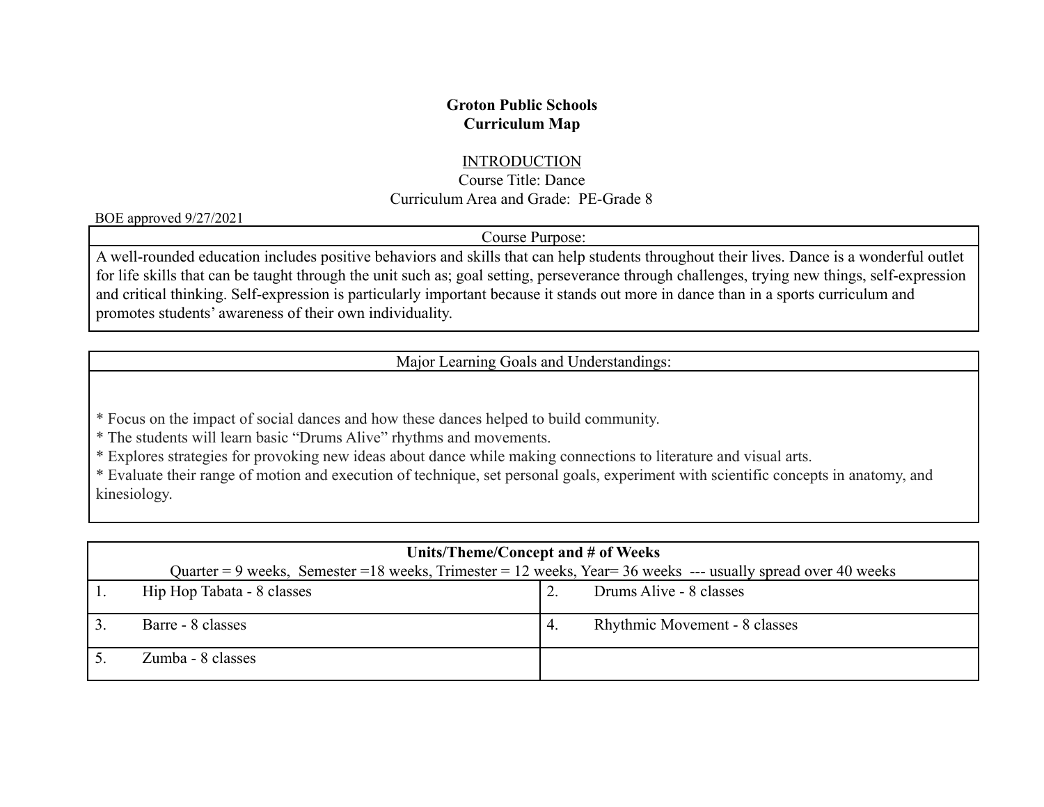**Groton Public Schools**
**Curriculum Map**

INTRODUCTION

Course Title: Dance

Curriculum Area and Grade: PE-Grade 8

BOE approved 9/27/2021

| Course Purpose: |
|---|
| A well-rounded education includes positive behaviors and skills that can help students throughout their lives. Dance is a wonderful outlet for life skills that can be taught through the unit such as; goal setting, perseverance through challenges, trying new things, self-expression and critical thinking. Self-expression is particularly important because it stands out more in dance than in a sports curriculum and promotes students' awareness of their own individuality. |

| Major Learning Goals and Understandings: |
|---|
| * Focus on the impact of social dances and how these dances helped to build community.<br>* The students will learn basic "Drums Alive" rhythms and movements.<br>* Explores strategies for provoking new ideas about dance while making connections to literature and visual arts.<br>* Evaluate their range of motion and execution of technique, set personal goals, experiment with scientific concepts in anatomy, and kinesiology. |

| **Units/Theme/Concept and # of Weeks**<br>Quarter = 9 weeks, Semester =18 weeks, Trimester = 12 weeks, Year= 36 weeks --- usually spread over 40 weeks | |
|---|---|
| 1. Hip Hop Tabata - 8 classes | 2. Drums Alive - 8 classes |
| 3. Barre - 8 classes | 4. Rhythmic Movement - 8 classes |
| 5. Zumba - 8 classes | |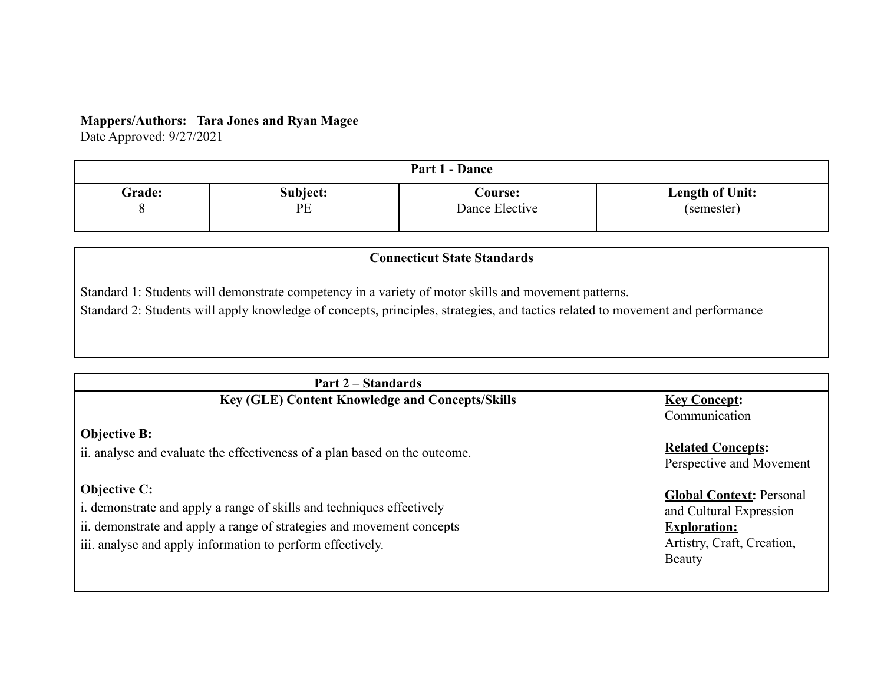**Mappers/Authors: Tara Jones and Ryan Magee**
Date Approved: 9/27/2021

| **Part 1 - Dance** | | | |
|---|---|---|---|
| **Grade:** 8 | **Subject:** PE | **Course:** Dance Elective | **Length of Unit:** (semester) |

| **Connecticut State Standards** |
|---|
| Standard 1: Students will demonstrate competency in a variety of motor skills and movement patterns.<br>Standard 2: Students will apply knowledge of concepts, principles, strategies, and tactics related to movement and performance |

| **Part 2 – Standards** | |
|---|---|
| **Key (GLE) Content Knowledge and Concepts/Skills**<br><br>**Objective B:**<br>ii. analyse and evaluate the effectiveness of a plan based on the outcome.<br><br>**Objective C:**<br>i. demonstrate and apply a range of skills and techniques effectively<br>ii. demonstrate and apply a range of strategies and movement concepts<br>iii. analyse and apply information to perform effectively. | **Key Concept:** Communication<br><br>**Related Concepts:** Perspective and Movement<br><br>**Global Context:** Personal and Cultural Expression<br>**Exploration:** Artistry, Craft, Creation, Beauty |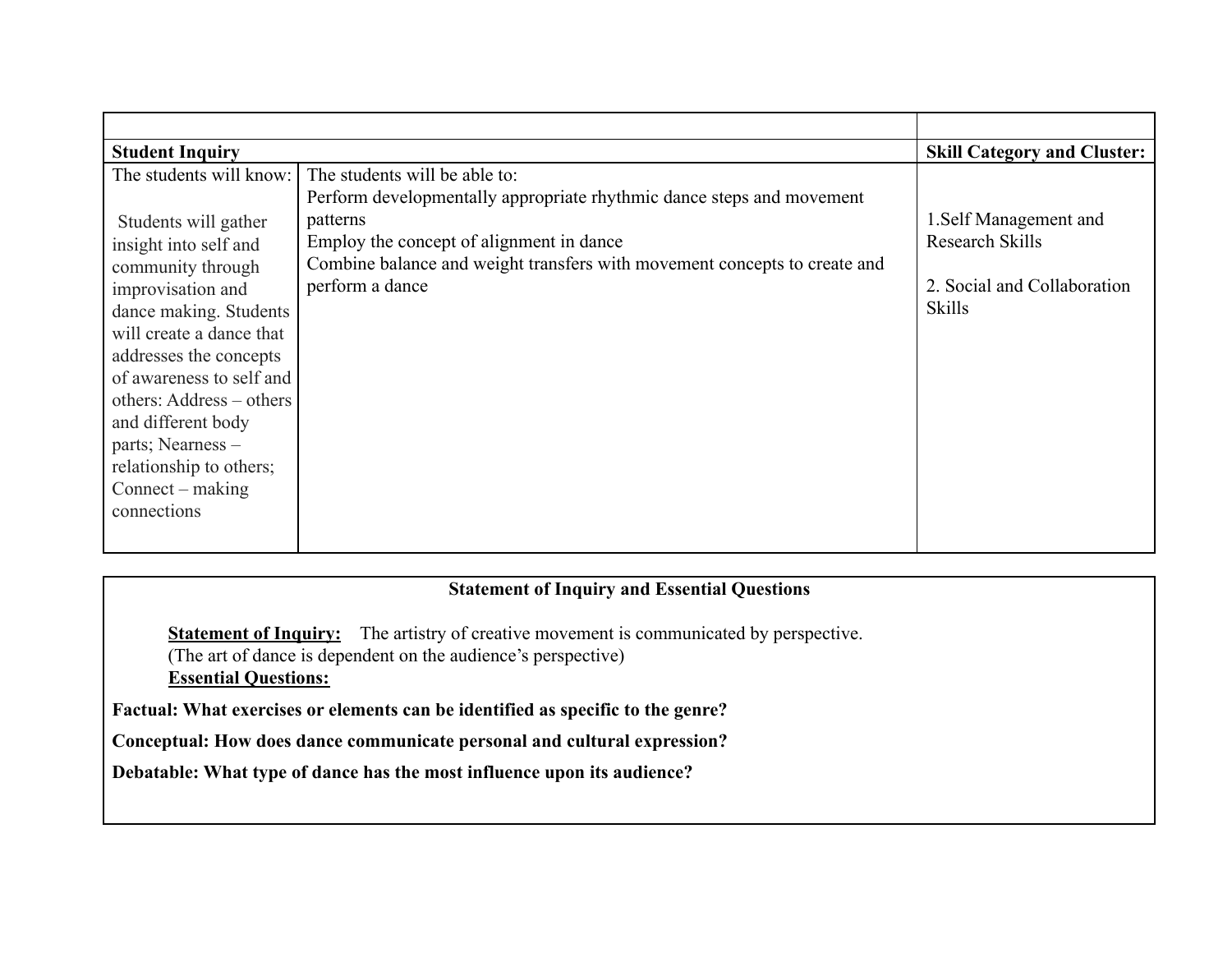| | | |
|---|---|---|
| **Student Inquiry** | | **Skill Category and Cluster:** |
| The students will know:<br><br>Students will gather insight into self and community through improvisation and dance making. Students will create a dance that addresses the concepts of awareness to self and others: Address – others and different body parts; Nearness – relationship to others; Connect – making connections | The students will be able to:<br>Perform developmentally appropriate rhythmic dance steps and movement patterns<br>Employ the concept of alignment in dance<br>Combine balance and weight transfers with movement concepts to create and perform a dance | 1.Self Management and Research Skills<br><br>2. Social and Collaboration Skills |

**Statement of Inquiry and Essential Questions**

**Statement of Inquiry:** The artistry of creative movement is communicated by perspective. (The art of dance is dependent on the audience's perspective)

**Essential Questions:**

**Factual: What exercises or elements can be identified as specific to the genre?**

**Conceptual: How does dance communicate personal and cultural expression?**

**Debatable: What type of dance has the most influence upon its audience?**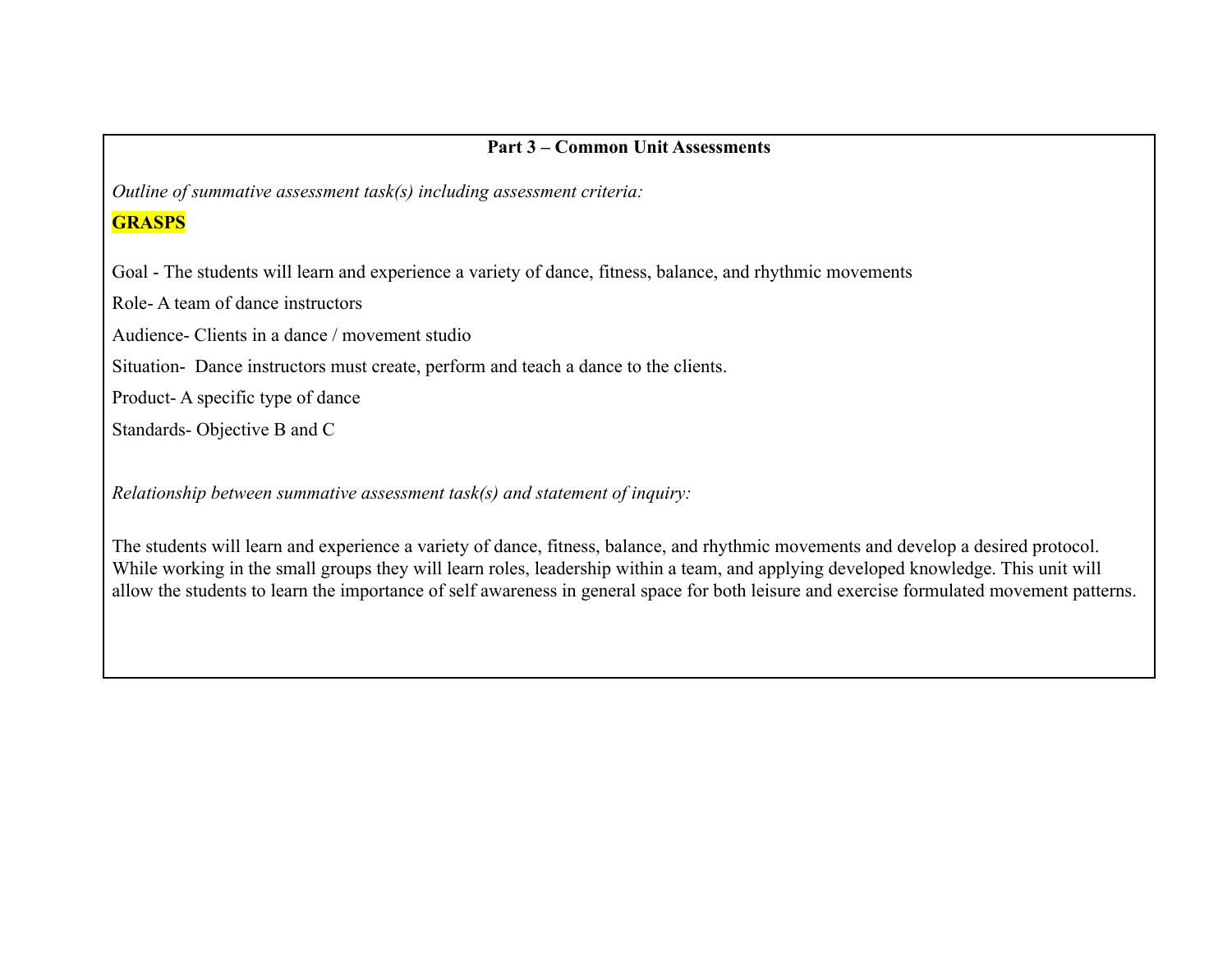## Part 3 – Common Unit Assessments

*Outline of summative assessment task(s) including assessment criteria:*

**GRASPS**

Goal - The students will learn and experience a variety of dance, fitness, balance, and rhythmic movements

Role- A team of dance instructors

Audience- Clients in a dance / movement studio

Situation- Dance instructors must create, perform and teach a dance to the clients.

Product- A specific type of dance

Standards- Objective B and C

*Relationship between summative assessment task(s) and statement of inquiry:*

The students will learn and experience a variety of dance, fitness, balance, and rhythmic movements and develop a desired protocol. While working in the small groups they will learn roles, leadership within a team, and applying developed knowledge. This unit will allow the students to learn the importance of self awareness in general space for both leisure and exercise formulated movement patterns.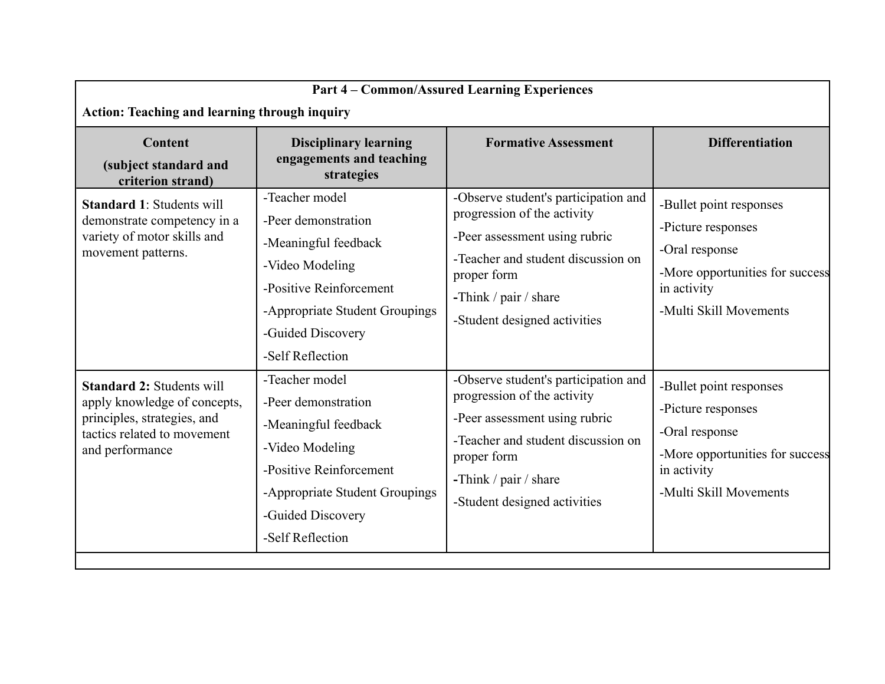**Part 4 – Common/Assured Learning Experiences**

**Action: Teaching and learning through inquiry**

| **Content (subject standard and criterion strand)** | **Disciplinary learning engagements and teaching strategies** | **Formative Assessment** | **Differentiation** |
|---|---|---|---|
| **Standard 1**: Students will demonstrate competency in a variety of motor skills and movement patterns. | -Teacher model<br>-Peer demonstration<br>-Meaningful feedback<br>-Video Modeling<br>-Positive Reinforcement<br>-Appropriate Student Groupings<br>-Guided Discovery<br>-Self Reflection | -Observe student's participation and progression of the activity<br>-Peer assessment using rubric<br>-Teacher and student discussion on proper form<br>-Think / pair / share<br>-Student designed activities | -Bullet point responses<br>-Picture responses<br>-Oral response<br>-More opportunities for success in activity<br>-Multi Skill Movements |
| **Standard 2:** Students will apply knowledge of concepts, principles, strategies, and tactics related to movement and performance | -Teacher model<br>-Peer demonstration<br>-Meaningful feedback<br>-Video Modeling<br>-Positive Reinforcement<br>-Appropriate Student Groupings<br>-Guided Discovery<br>-Self Reflection | -Observe student's participation and progression of the activity<br>-Peer assessment using rubric<br>-Teacher and student discussion on proper form<br>-Think / pair / share<br>-Student designed activities | -Bullet point responses<br>-Picture responses<br>-Oral response<br>-More opportunities for success in activity<br>-Multi Skill Movements |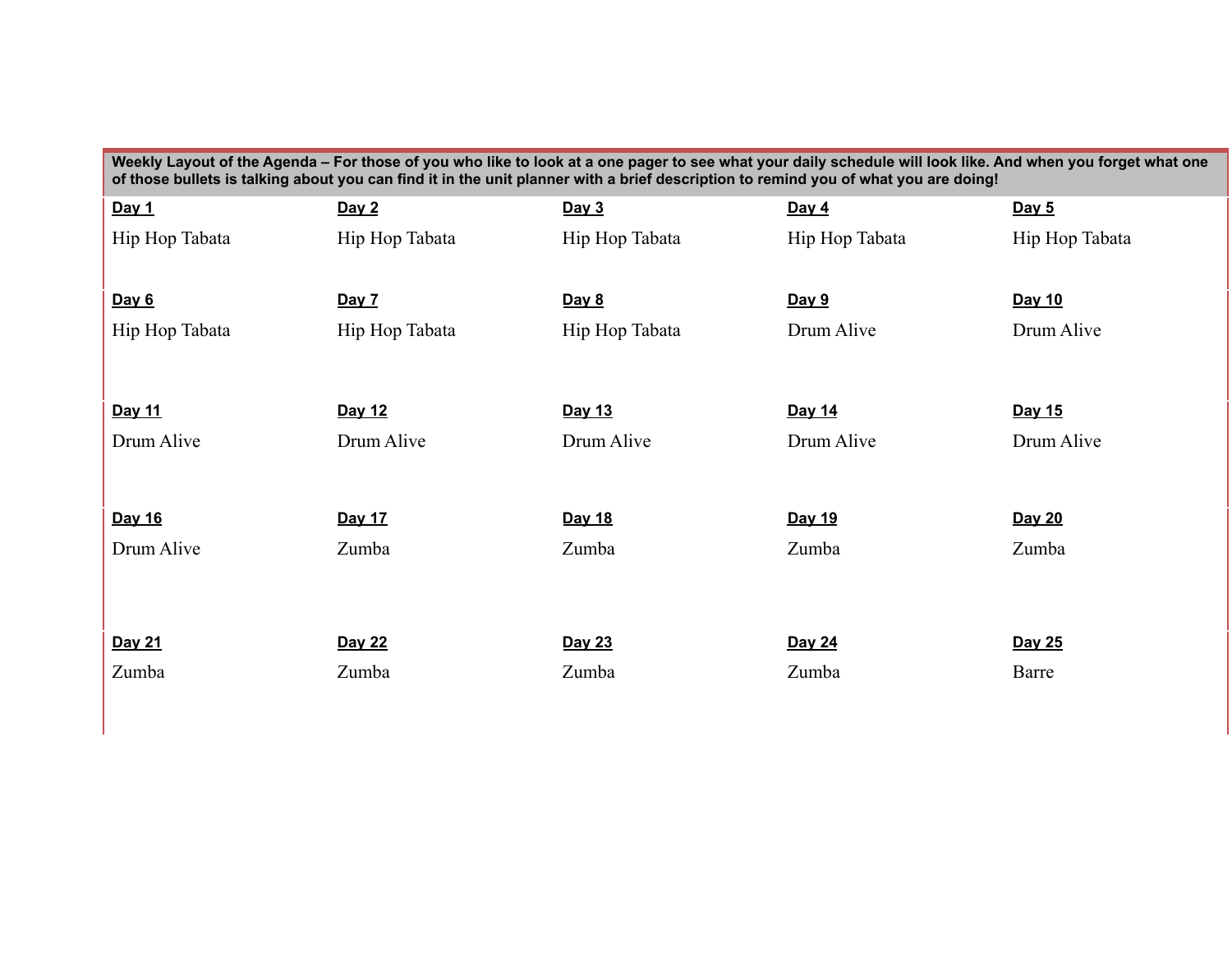| **Weekly Layout of the Agenda – For those of you who like to look at a one pager to see what your daily schedule will look like. And when you forget what one of those bullets is talking about you can find it in the unit planner with a brief description to remind you of what you are doing!** | | | | |
|---|---|---|---|---|
| **Day 1**<br>Hip Hop Tabata | **Day 2**<br>Hip Hop Tabata | **Day 3**<br>Hip Hop Tabata | **Day 4**<br>Hip Hop Tabata | **Day 5**<br>Hip Hop Tabata |
| **Day 6**<br>Hip Hop Tabata | **Day 7**<br>Hip Hop Tabata | **Day 8**<br>Hip Hop Tabata | **Day 9**<br>Drum Alive | **Day 10**<br>Drum Alive |
| **Day 11**<br>Drum Alive | **Day 12**<br>Drum Alive | **Day 13**<br>Drum Alive | **Day 14**<br>Drum Alive | **Day 15**<br>Drum Alive |
| **Day 16**<br>Drum Alive | **Day 17**<br>Zumba | **Day 18**<br>Zumba | **Day 19**<br>Zumba | **Day 20**<br>Zumba |
| **Day 21**<br>Zumba | **Day 22**<br>Zumba | **Day 23**<br>Zumba | **Day 24**<br>Zumba | **Day 25**<br>Barre |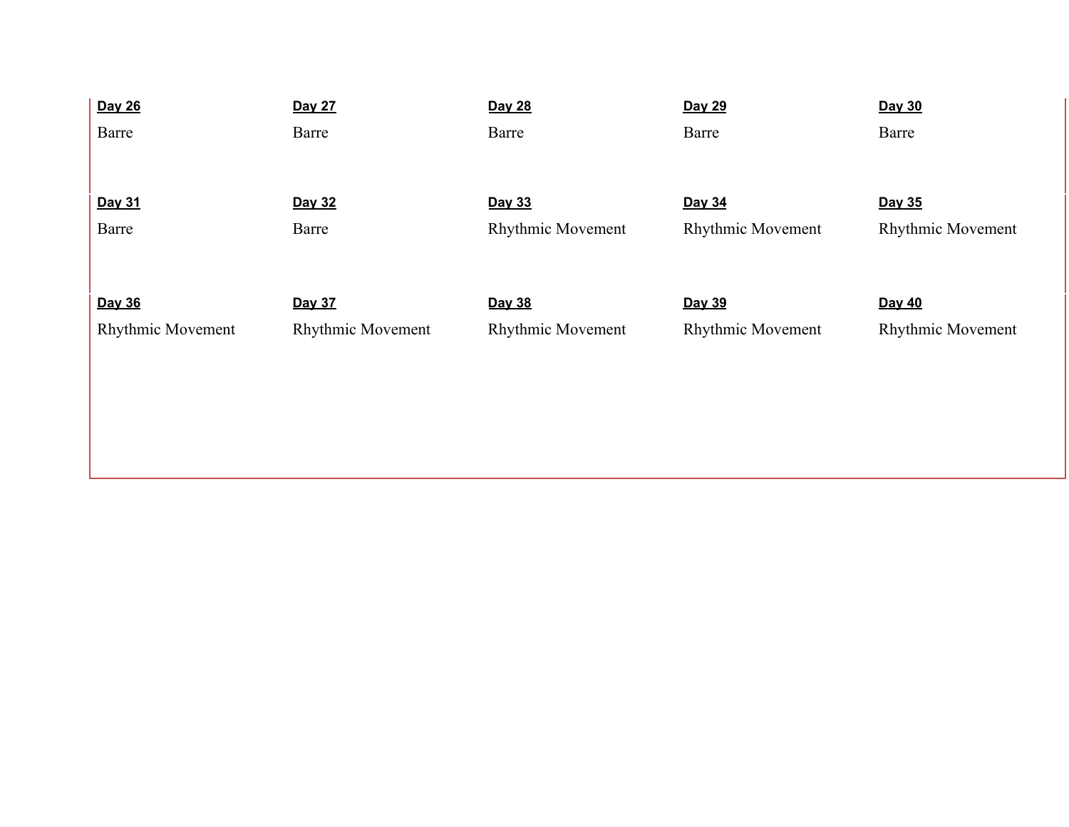| | | | | |
|---|---|---|---|---|
| **Day 26**<br>Barre | **Day 27**<br>Barre | **Day 28**<br>Barre | **Day 29**<br>Barre | **Day 30**<br>Barre |
| **Day 31**<br>Barre | **Day 32**<br>Barre | **Day 33**<br>Rhythmic Movement | **Day 34**<br>Rhythmic Movement | **Day 35**<br>Rhythmic Movement |
| **Day 36**<br>Rhythmic Movement | **Day 37**<br>Rhythmic Movement | **Day 38**<br>Rhythmic Movement | **Day 39**<br>Rhythmic Movement | **Day 40**<br>Rhythmic Movement |